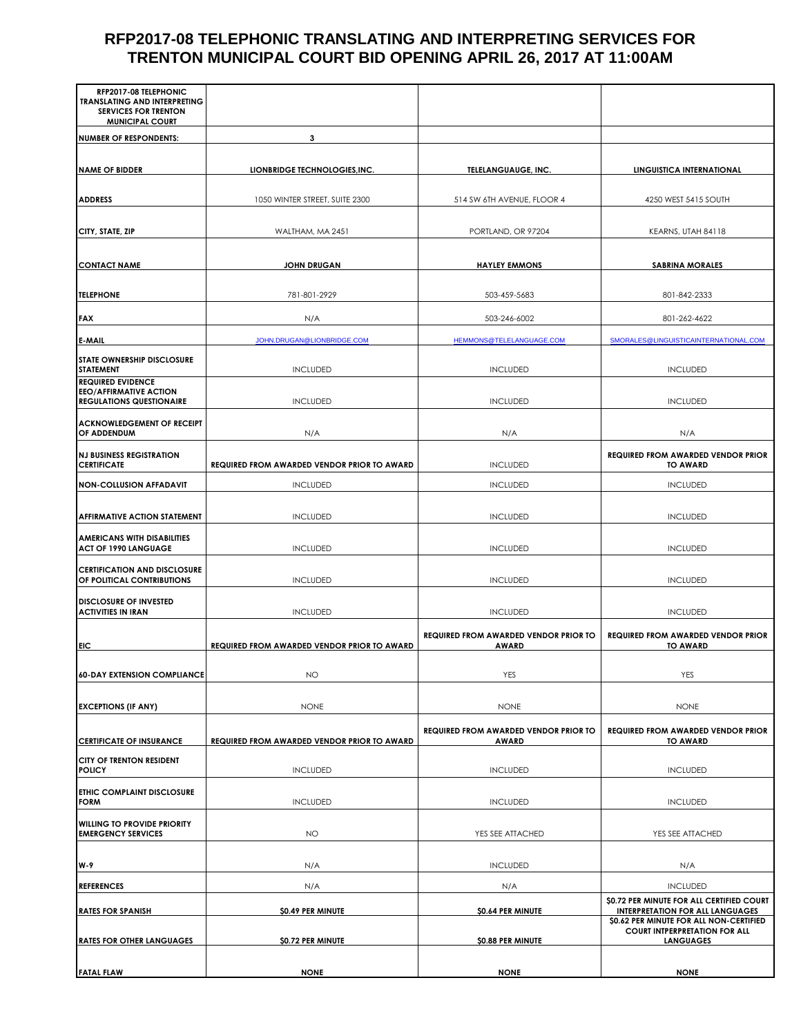# RFP2017-08 TELEPHONIC TRANSLATING AND INTERPRETING SERVICES FOR TRENTON MUNICIPAL COURT BID OPENING APRIL 26, 2017 AT 11:00AM

| RFP2017-08 TELEPHONIC TRANSLATING AND INTERPRETING SERVICES FOR TRENTON MUNICIPAL COURT | | | |
|---|---|---|---|
| **NUMBER OF RESPONDENTS:** | **3** | | |
| **NAME OF BIDDER** | **LIONBRIDGE TECHNOLOGIES,INC.** | **TELELANGUAUGE, INC.** | **LINGUISTICA INTERNATIONAL** |
| **ADDRESS** | 1050 WINTER STREET, SUITE 2300 | 514 SW 6TH AVENUE, FLOOR 4 | 4250 WEST 5415 SOUTH |
| **CITY, STATE, ZIP** | WALTHAM, MA 2451 | PORTLAND, OR 97204 | KEARNS, UTAH 84118 |
| **CONTACT NAME** | **JOHN DRUGAN** | **HAYLEY EMMONS** | **SABRINA MORALES** |
| **TELEPHONE** | 781-801-2929 | 503-459-5683 | 801-842-2333 |
| **FAX** | N/A | 503-246-6002 | 801-262-4622 |
| **E-MAIL** | JOHN.DRUGAN@LIONBRIDGE.COM | HEMMONS@TELELANGUAGE.COM | SMORALES@LINGUISTICAINTERNATIONAL.COM |
| **STATE OWNERSHIP DISCLOSURE STATEMENT** | INCLUDED | INCLUDED | INCLUDED |
| **REQUIRED EVIDENCE EEO/AFFIRMATIVE ACTION REGULATIONS QUESTIONAIRE** | INCLUDED | INCLUDED | INCLUDED |
| **ACKNOWLEDGEMENT OF RECEIPT OF ADDENDUM** | N/A | N/A | N/A |
| **NJ BUSINESS REGISTRATION CERTIFICATE** | **REQUIRED FROM AWARDED VENDOR PRIOR TO AWARD** | INCLUDED | **REQUIRED FROM AWARDED VENDOR PRIOR TO AWARD** |
| **NON-COLLUSION AFFADAVIT** | INCLUDED | INCLUDED | INCLUDED |
| **AFFIRMATIVE ACTION STATEMENT** | INCLUDED | INCLUDED | INCLUDED |
| **AMERICANS WITH DISABILITIES ACT OF 1990 LANGUAGE** | INCLUDED | INCLUDED | INCLUDED |
| **CERTIFICATION AND DISCLOSURE OF POLITICAL CONTRIBUTIONS** | INCLUDED | INCLUDED | INCLUDED |
| **DISCLOSURE OF INVESTED ACTIVITIES IN IRAN** | INCLUDED | INCLUDED | INCLUDED |
| **EIC** | **REQUIRED FROM AWARDED VENDOR PRIOR TO AWARD** | **REQUIRED FROM AWARDED VENDOR PRIOR TO AWARD** | **REQUIRED FROM AWARDED VENDOR PRIOR TO AWARD** |
| **60-DAY EXTENSION COMPLIANCE** | NO | YES | YES |
| **EXCEPTIONS (IF ANY)** | NONE | NONE | NONE |
| **CERTIFICATE OF INSURANCE** | **REQUIRED FROM AWARDED VENDOR PRIOR TO AWARD** | **REQUIRED FROM AWARDED VENDOR PRIOR TO AWARD** | **REQUIRED FROM AWARDED VENDOR PRIOR TO AWARD** |
| **CITY OF TRENTON RESIDENT POLICY** | INCLUDED | INCLUDED | INCLUDED |
| **ETHIC COMPLAINT DISCLOSURE FORM** | INCLUDED | INCLUDED | INCLUDED |
| **WILLING TO PROVIDE PRIORITY EMERGENCY SERVICES** | NO | YES SEE ATTACHED | YES SEE ATTACHED |
| **W-9** | N/A | INCLUDED | N/A |
| **REFERENCES** | N/A | N/A | INCLUDED |
| **RATES FOR SPANISH** | **$0.49 PER MINUTE** | **$0.64 PER MINUTE** | **$0.72 PER MINUTE FOR ALL CERTIFIED COURT INTERPRETATION FOR ALL LANGUAGES** |
| **RATES FOR OTHER LANGUAGES** | **$0.72 PER MINUTE** | **$0.88 PER MINUTE** | **$0.62 PER MINUTE FOR ALL NON-CERTIFIED COURT INTEPERPRETATION FOR ALL LANGUAGES** |
| **FATAL FLAW** | **NONE** | **NONE** | **NONE** |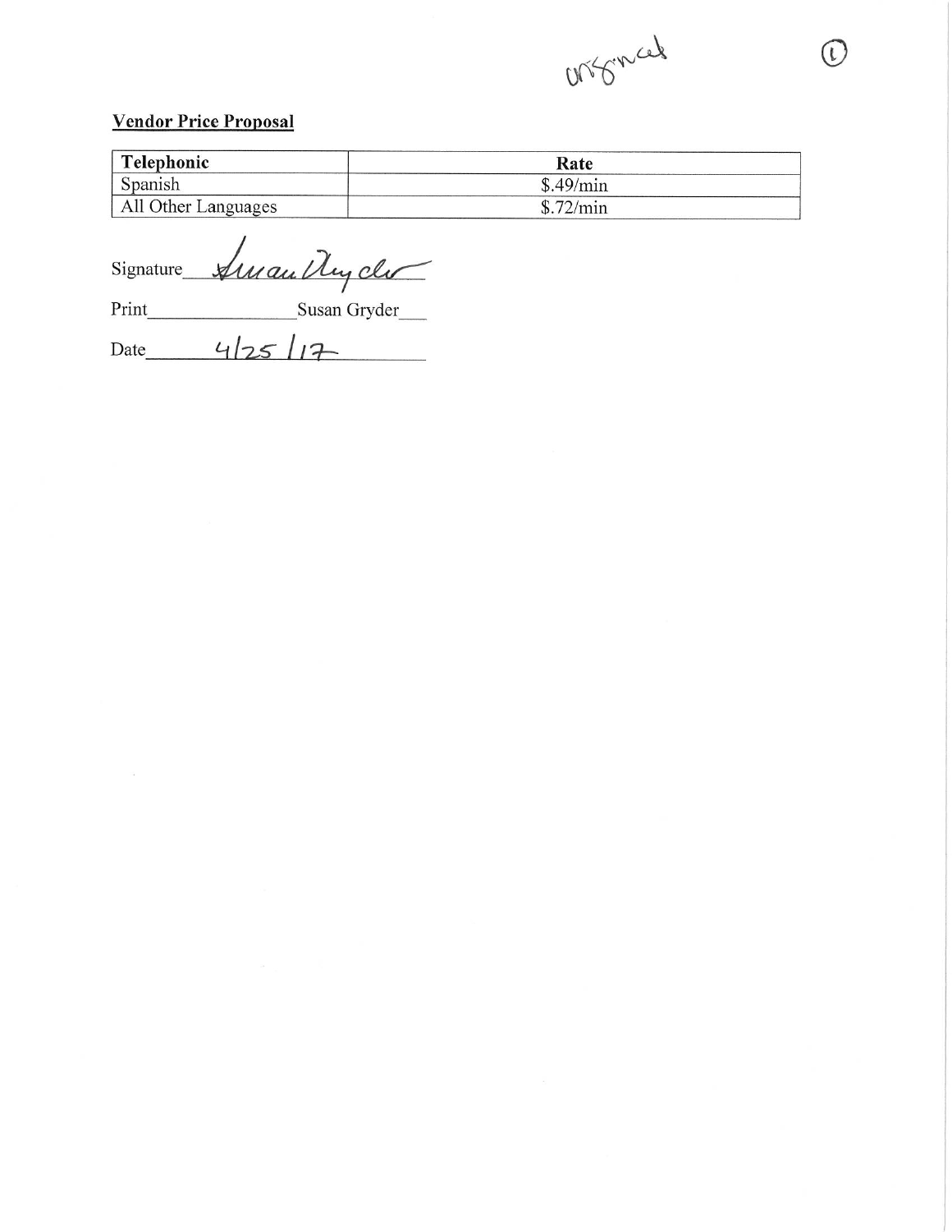original

**Vendor Price Proposal**

| Telephonic | Rate |
| --- | --- |
| Spanish | $.49/min |
| All Other Languages | $.72/min |

Signature Susan Gryder

Print Susan Gryder

Date 4/25/17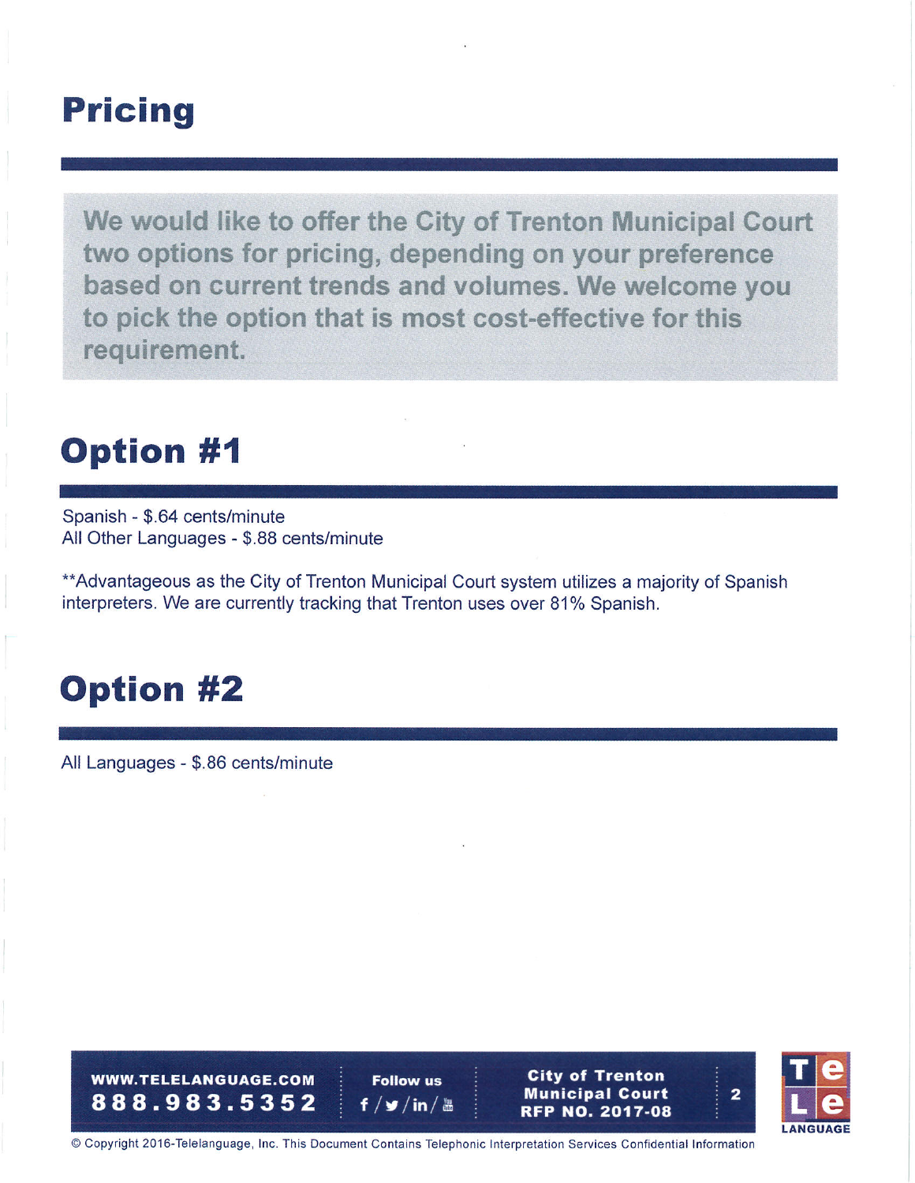# Pricing

**We would like to offer the City of Trenton Municipal Court two options for pricing, depending on your preference based on current trends and volumes. We welcome you to pick the option that is most cost-effective for this requirement.**

## Option #1

Spanish - $.64 cents/minute
All Other Languages - $.88 cents/minute

**Advantageous as the City of Trenton Municipal Court system utilizes a majority of Spanish interpreters. We are currently tracking that Trenton uses over 81% Spanish.

## Option #2

All Languages - $.86 cents/minute

© Copyright 2016-Telelanguage, Inc. This Document Contains Telephonic Interpretation Services Confidential Information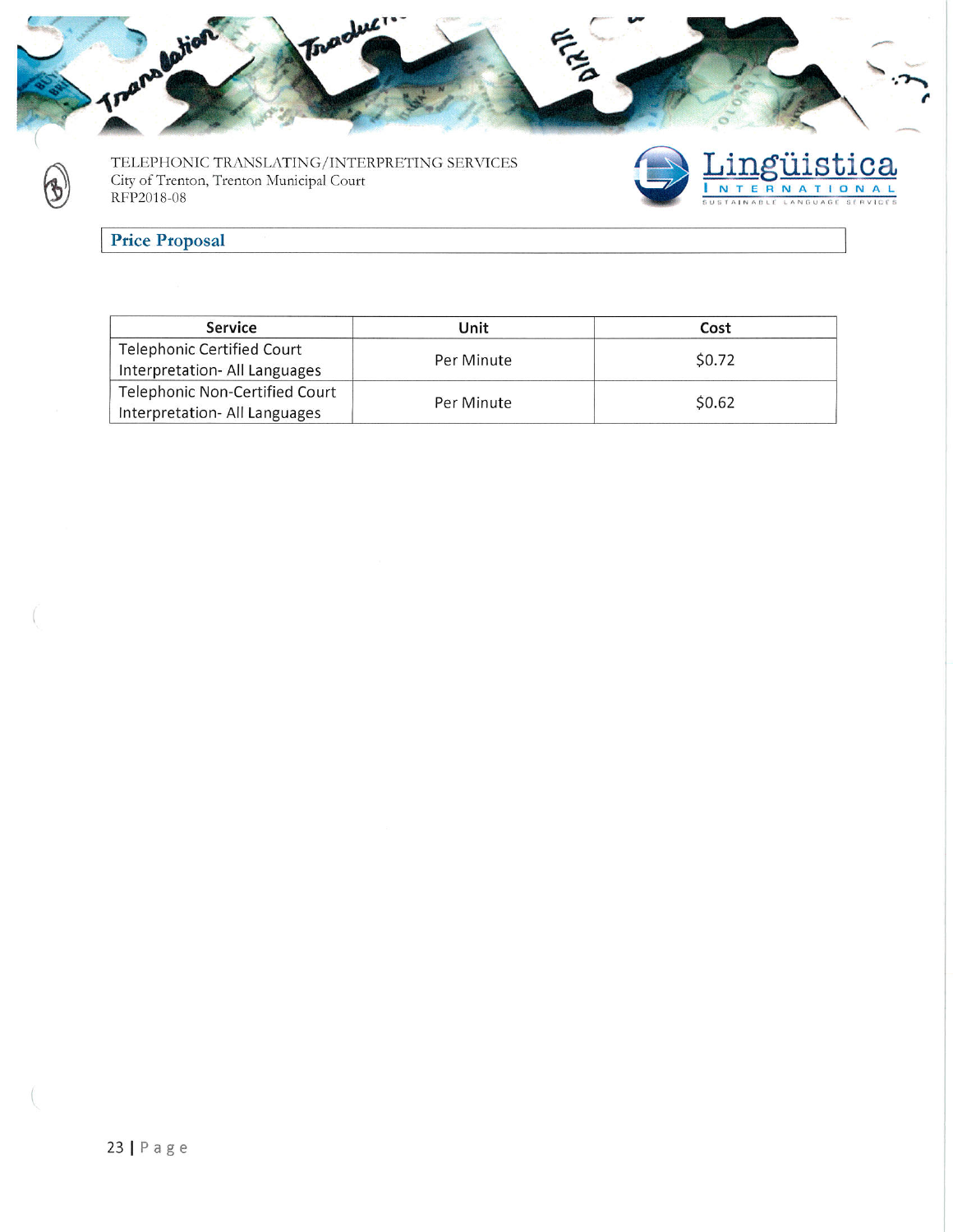TELEPHONIC TRANSLATING/INTERPRETING SERVICES
City of Trenton, Trenton Municipal Court
RFP2018-08

## Price Proposal

| Service | Unit | Cost |
| --- | --- | --- |
| Telephonic Certified Court Interpretation- All Languages | Per Minute | $0.72 |
| Telephonic Non-Certified Court Interpretation- All Languages | Per Minute | $0.62 |